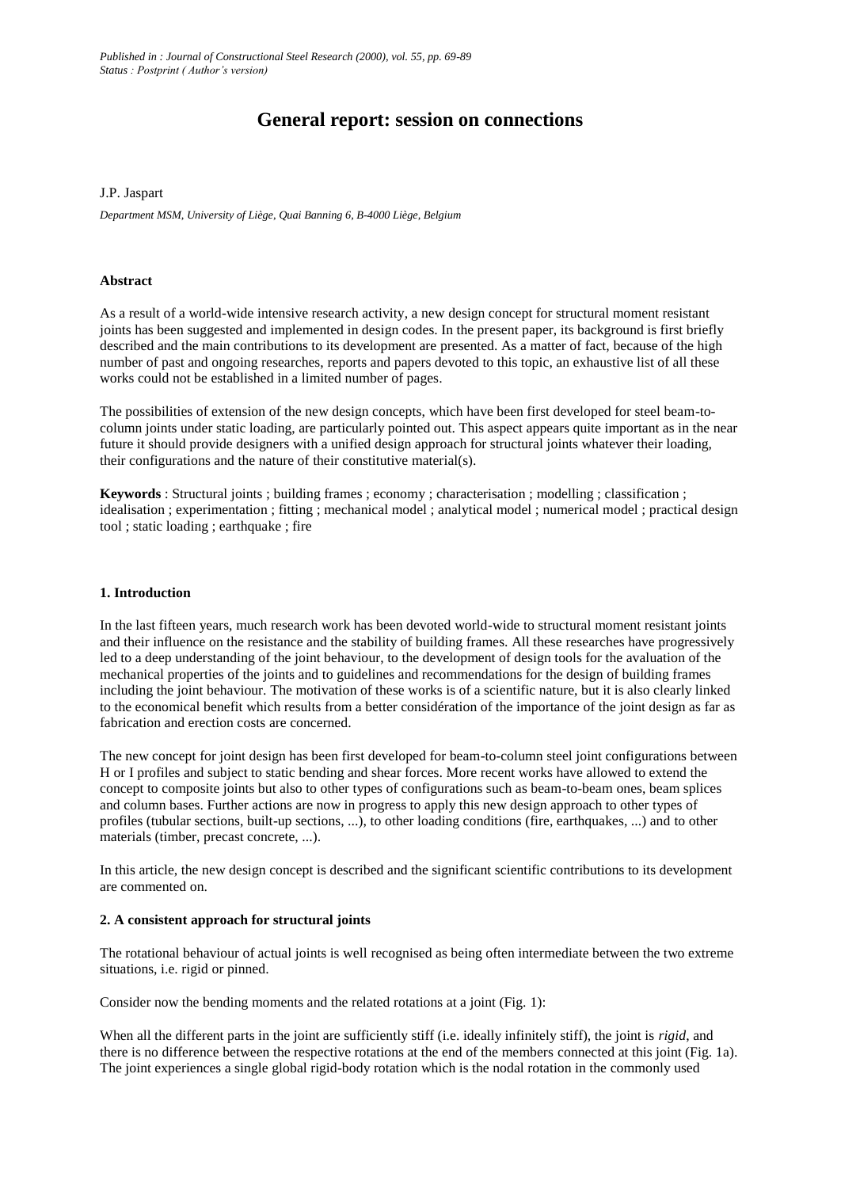*Published in : Journal of Constructional Steel Research (2000), vol. 55, pp. 69-89*
*Status : Postprint ( Author's version)*

# General report: session on connections

J.P. Jaspart

*Department MSM, University of Liège, Quai Banning 6, B-4000 Liège, Belgium*

**Abstract**

As a result of a world-wide intensive research activity, a new design concept for structural moment resistant joints has been suggested and implemented in design codes. In the present paper, its background is first briefly described and the main contributions to its development are presented. As a matter of fact, because of the high number of past and ongoing researches, reports and papers devoted to this topic, an exhaustive list of all these works could not be established in a limited number of pages.

The possibilities of extension of the new design concepts, which have been first developed for steel beam-to-column joints under static loading, are particularly pointed out. This aspect appears quite important as in the near future it should provide designers with a unified design approach for structural joints whatever their loading, their configurations and the nature of their constitutive material(s).

**Keywords** : Structural joints ; building frames ; economy ; characterisation ; modelling ; classification ; idealisation ; experimentation ; fitting ; mechanical model ; analytical model ; numerical model ; practical design tool ; static loading ; earthquake ; fire

## 1. Introduction

In the last fifteen years, much research work has been devoted world-wide to structural moment resistant joints and their influence on the resistance and the stability of building frames. All these researches have progressively led to a deep understanding of the joint behaviour, to the development of design tools for the avaluation of the mechanical properties of the joints and to guidelines and recommendations for the design of building frames including the joint behaviour. The motivation of these works is of a scientific nature, but it is also clearly linked to the economical benefit which results from a better considération of the importance of the joint design as far as fabrication and erection costs are concerned.

The new concept for joint design has been first developed for beam-to-column steel joint configurations between H or I profiles and subject to static bending and shear forces. More recent works have allowed to extend the concept to composite joints but also to other types of configurations such as beam-to-beam ones, beam splices and column bases. Further actions are now in progress to apply this new design approach to other types of profiles (tubular sections, built-up sections, ...), to other loading conditions (fire, earthquakes, ...) and to other materials (timber, precast concrete, ...).

In this article, the new design concept is described and the significant scientific contributions to its development are commented on.

## 2. A consistent approach for structural joints

The rotational behaviour of actual joints is well recognised as being often intermediate between the two extreme situations, i.e. rigid or pinned.

Consider now the bending moments and the related rotations at a joint (Fig. 1):

When all the different parts in the joint are sufficiently stiff (i.e. ideally infinitely stiff), the joint is *rigid*, and there is no difference between the respective rotations at the end of the members connected at this joint (Fig. 1a). The joint experiences a single global rigid-body rotation which is the nodal rotation in the commonly used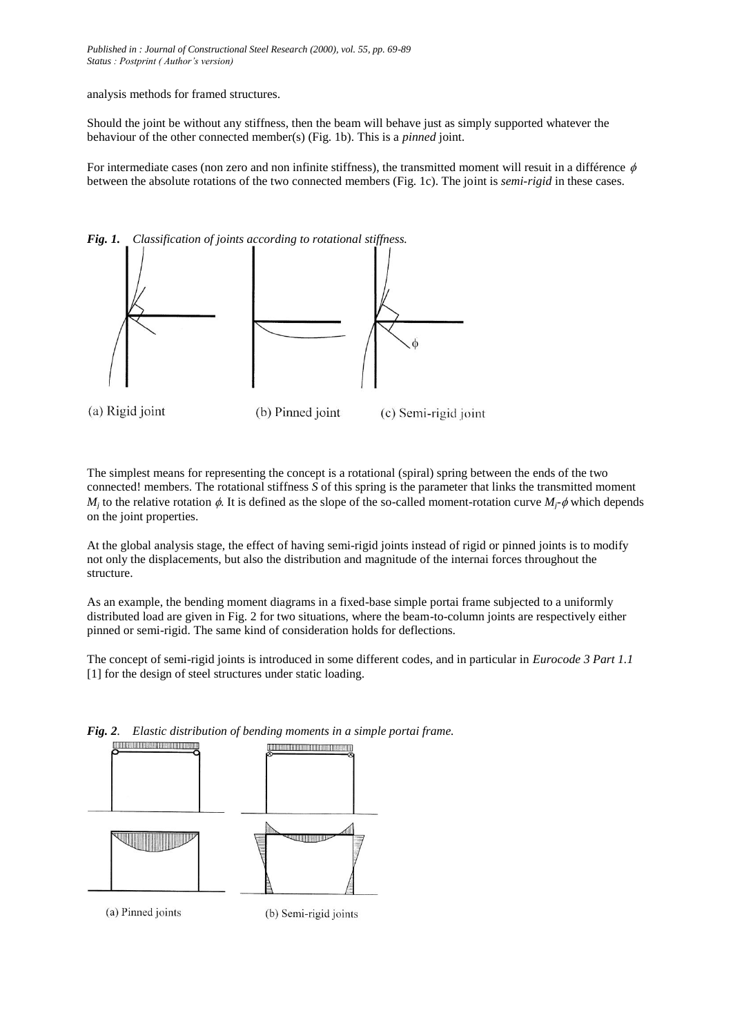analysis methods for framed structures.

Should the joint be without any stiffness, then the beam will behave just as simply supported whatever the behaviour of the other connected member(s) (Fig. 1b). This is a *pinned* joint.

For intermediate cases (non zero and non infinite stiffness), the transmitted moment will resuit in a différence $\phi$ between the absolute rotations of the two connected members (Fig. 1c). The joint is *semi-rigid* in these cases.

***Fig. 1.*** *Classification of joints according to rotational stiffness.*

(a) Rigid joint (b) Pinned joint (c) Semi-rigid joint

The simplest means for representing the concept is a rotational (spiral) spring between the ends of the two connected! members. The rotational stiffness $S$ of this spring is the parameter that links the transmitted moment $M_j$ to the relative rotation $\phi$. It is defined as the slope of the so-called moment-rotation curve $M_j$-$\phi$ which depends on the joint properties.

At the global analysis stage, the effect of having semi-rigid joints instead of rigid or pinned joints is to modify not only the displacements, but also the distribution and magnitude of the internai forces throughout the structure.

As an example, the bending moment diagrams in a fixed-base simple portai frame subjected to a uniformly distributed load are given in Fig. 2 for two situations, where the beam-to-column joints are respectively either pinned or semi-rigid. The same kind of consideration holds for deflections.

The concept of semi-rigid joints is introduced in some different codes, and in particular in *Eurocode 3 Part 1.1* [1] for the design of steel structures under static loading.

***Fig. 2.*** *Elastic distribution of bending moments in a simple portai frame.*

(a) Pinned joints (b) Semi-rigid joints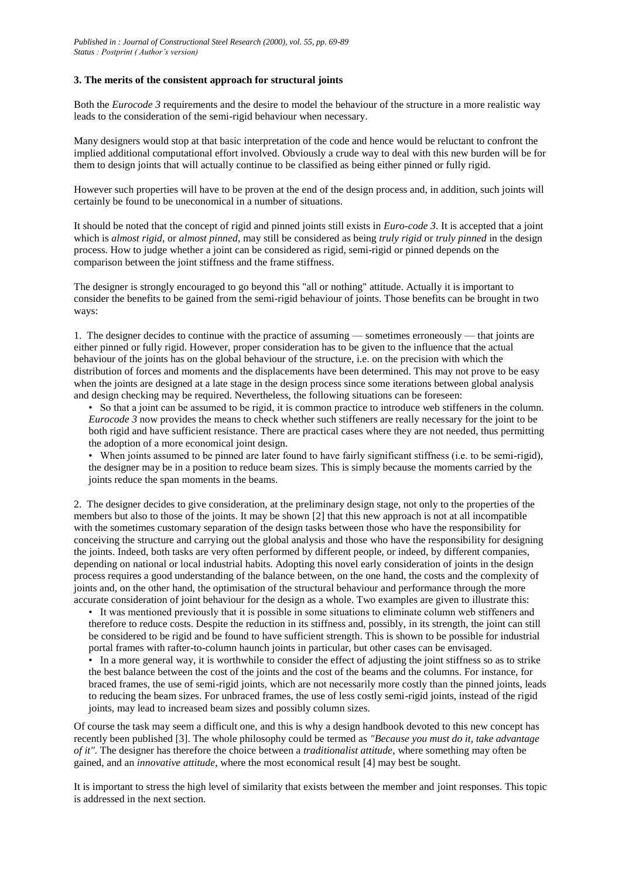### 3. The merits of the consistent approach for structural joints

Both the *Eurocode 3* requirements and the desire to model the behaviour of the structure in a more realistic way leads to the consideration of the semi-rigid behaviour when necessary.

Many designers would stop at that basic interpretation of the code and hence would be reluctant to confront the implied additional computational effort involved. Obviously a crude way to deal with this new burden will be for them to design joints that will actually continue to be classified as being either pinned or fully rigid.

However such properties will have to be proven at the end of the design process and, in addition, such joints will certainly be found to be uneconomical in a number of situations.

It should be noted that the concept of rigid and pinned joints still exists in *Euro-code 3*. It is accepted that a joint which is *almost rigid*, or *almost pinned*, may still be considered as being *truly rigid* or *truly pinned* in the design process. How to judge whether a joint can be considered as rigid, semi-rigid or pinned depends on the comparison between the joint stiffness and the frame stiffness.

The designer is strongly encouraged to go beyond this "all or nothing" attitude. Actually it is important to consider the benefits to be gained from the semi-rigid behaviour of joints. Those benefits can be brought in two ways:

1. The designer decides to continue with the practice of assuming — sometimes erroneously — that joints are either pinned or fully rigid. However, proper consideration has to be given to the influence that the actual behaviour of the joints has on the global behaviour of the structure, i.e. on the precision with which the distribution of forces and moments and the displacements have been determined. This may not prove to be easy when the joints are designed at a late stage in the design process since some iterations between global analysis and design checking may be required. Nevertheless, the following situations can be foreseen:
   - So that a joint can be assumed to be rigid, it is common practice to introduce web stiffeners in the column. *Eurocode 3* now provides the means to check whether such stiffeners are really necessary for the joint to be both rigid and have sufficient resistance. There are practical cases where they are not needed, thus permitting the adoption of a more economical joint design.
   - When joints assumed to be pinned are later found to have fairly significant stiffness (i.e. to be semi-rigid), the designer may be in a position to reduce beam sizes. This is simply because the moments carried by the joints reduce the span moments in the beams.

2. The designer decides to give consideration, at the preliminary design stage, not only to the properties of the members but also to those of the joints. It may be shown [2] that this new approach is not at all incompatible with the sometimes customary separation of the design tasks between those who have the responsibility for conceiving the structure and carrying out the global analysis and those who have the responsibility for designing the joints. Indeed, both tasks are very often performed by different people, or indeed, by different companies, depending on national or local industrial habits. Adopting this novel early consideration of joints in the design process requires a good understanding of the balance between, on the one hand, the costs and the complexity of joints and, on the other hand, the optimisation of the structural behaviour and performance through the more accurate consideration of joint behaviour for the design as a whole. Two examples are given to illustrate this:
   - It was mentioned previously that it is possible in some situations to eliminate column web stiffeners and therefore to reduce costs. Despite the reduction in its stiffness and, possibly, in its strength, the joint can still be considered to be rigid and be found to have sufficient strength. This is shown to be possible for industrial portal frames with rafter-to-column haunch joints in particular, but other cases can be envisaged.
   - In a more general way, it is worthwhile to consider the effect of adjusting the joint stiffness so as to strike the best balance between the cost of the joints and the cost of the beams and the columns. For instance, for braced frames, the use of semi-rigid joints, which are not necessarily more costly than the pinned joints, leads to reducing the beam sizes. For unbraced frames, the use of less costly semi-rigid joints, instead of the rigid joints, may lead to increased beam sizes and possibly column sizes.

Of course the task may seem a difficult one, and this is why a design handbook devoted to this new concept has recently been published [3]. The whole philosophy could be termed as *"Because you must do it, take advantage of it"*. The designer has therefore the choice between a *traditionalist attitude*, where something may often be gained, and an *innovative attitude*, where the most economical result [4] may best be sought.

It is important to stress the high level of similarity that exists between the member and joint responses. This topic is addressed in the next section.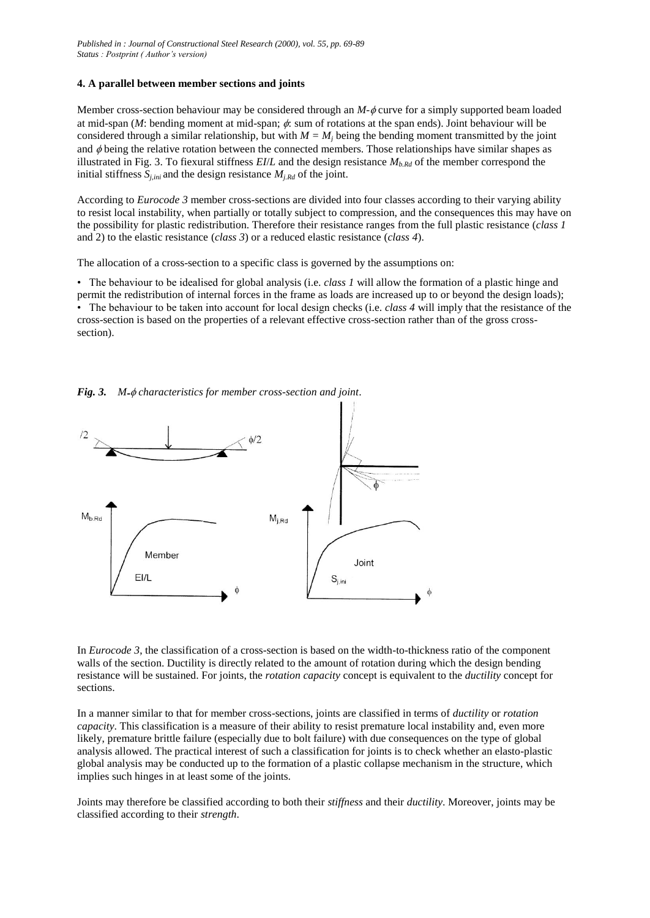## 4. A parallel between member sections and joints

Member cross-section behaviour may be considered through an $M$-$\phi$ curve for a simply supported beam loaded at mid-span ($M$: bending moment at mid-span; $\phi$: sum of rotations at the span ends). Joint behaviour will be considered through a similar relationship, but with $M = M_j$ being the bending moment transmitted by the joint and $\phi$ being the relative rotation between the connected members. Those relationships have similar shapes as illustrated in Fig. 3. To flexural stiffness $EI/L$ and the design resistance $M_{b.Rd}$ of the member correspond the initial stiffness $S_{j,ini}$ and the design resistance $M_{j.Rd}$ of the joint.

According to *Eurocode 3* member cross-sections are divided into four classes according to their varying ability to resist local instability, when partially or totally subject to compression, and the consequences this may have on the possibility for plastic redistribution. Therefore their resistance ranges from the full plastic resistance (*class 1* and 2) to the elastic resistance (*class 3*) or a reduced elastic resistance (*class 4*).

The allocation of a cross-section to a specific class is governed by the assumptions on:

- The behaviour to be idealised for global analysis (i.e. *class 1* will allow the formation of a plastic hinge and permit the redistribution of internal forces in the frame as loads are increased up to or beyond the design loads);
- The behaviour to be taken into account for local design checks (i.e. *class 4* will imply that the resistance of the cross-section is based on the properties of a relevant effective cross-section rather than of the gross cross-section).

***Fig. 3.*** *$M$-$\phi$ characteristics for member cross-section and joint.*

In *Eurocode 3*, the classification of a cross-section is based on the width-to-thickness ratio of the component walls of the section. Ductility is directly related to the amount of rotation during which the design bending resistance will be sustained. For joints, the *rotation capacity* concept is equivalent to the *ductility* concept for sections.

In a manner similar to that for member cross-sections, joints are classified in terms of *ductility* or *rotation capacity*. This classification is a measure of their ability to resist premature local instability and, even more likely, premature brittle failure (especially due to bolt failure) with due consequences on the type of global analysis allowed. The practical interest of such a classification for joints is to check whether an elasto-plastic global analysis may be conducted up to the formation of a plastic collapse mechanism in the structure, which implies such hinges in at least some of the joints.

Joints may therefore be classified according to both their *stiffness* and their *ductility*. Moreover, joints may be classified according to their *strength*.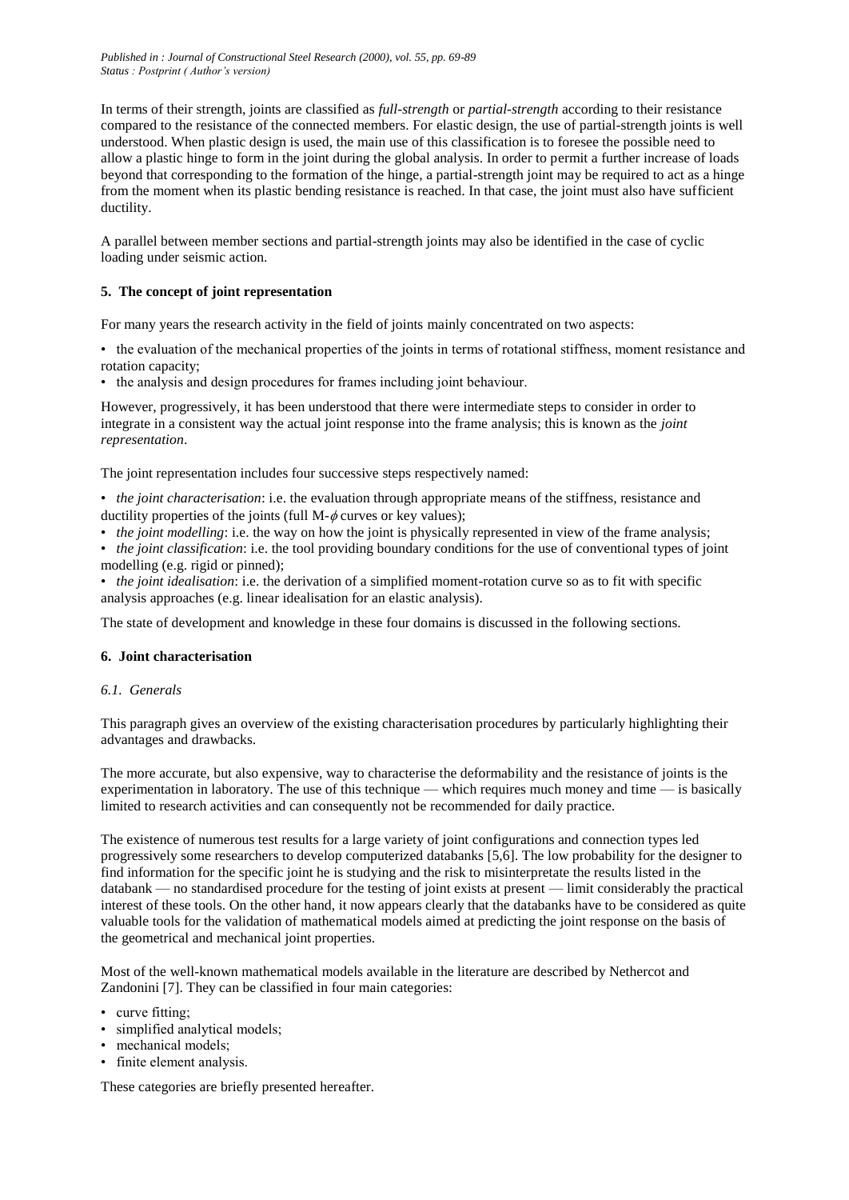In terms of their strength, joints are classified as *full-strength* or *partial-strength* according to their resistance compared to the resistance of the connected members. For elastic design, the use of partial-strength joints is well understood. When plastic design is used, the main use of this classification is to foresee the possible need to allow a plastic hinge to form in the joint during the global analysis. In order to permit a further increase of loads beyond that corresponding to the formation of the hinge, a partial-strength joint may be required to act as a hinge from the moment when its plastic bending resistance is reached. In that case, the joint must also have sufficient ductility.

A parallel between member sections and partial-strength joints may also be identified in the case of cyclic loading under seismic action.

## 5. The concept of joint representation

For many years the research activity in the field of joints mainly concentrated on two aspects:

- the evaluation of the mechanical properties of the joints in terms of rotational stiffness, moment resistance and rotation capacity;
- the analysis and design procedures for frames including joint behaviour.

However, progressively, it has been understood that there were intermediate steps to consider in order to integrate in a consistent way the actual joint response into the frame analysis; this is known as the *joint representation*.

The joint representation includes four successive steps respectively named:

- *the joint characterisation*: i.e. the evaluation through appropriate means of the stiffness, resistance and ductility properties of the joints (full M-$\phi$ curves or key values);
- *the joint modelling*: i.e. the way on how the joint is physically represented in view of the frame analysis;
- *the joint classification*: i.e. the tool providing boundary conditions for the use of conventional types of joint modelling (e.g. rigid or pinned);
- *the joint idealisation*: i.e. the derivation of a simplified moment-rotation curve so as to fit with specific analysis approaches (e.g. linear idealisation for an elastic analysis).

The state of development and knowledge in these four domains is discussed in the following sections.

## 6. Joint characterisation

### *6.1. Generals*

This paragraph gives an overview of the existing characterisation procedures by particularly highlighting their advantages and drawbacks.

The more accurate, but also expensive, way to characterise the deformability and the resistance of joints is the experimentation in laboratory. The use of this technique — which requires much money and time — is basically limited to research activities and can consequently not be recommended for daily practice.

The existence of numerous test results for a large variety of joint configurations and connection types led progressively some researchers to develop computerized databanks [5,6]. The low probability for the designer to find information for the specific joint he is studying and the risk to misinterpretate the results listed in the databank — no standardised procedure for the testing of joint exists at present — limit considerably the practical interest of these tools. On the other hand, it now appears clearly that the databanks have to be considered as quite valuable tools for the validation of mathematical models aimed at predicting the joint response on the basis of the geometrical and mechanical joint properties.

Most of the well-known mathematical models available in the literature are described by Nethercot and Zandonini [7]. They can be classified in four main categories:

- curve fitting;
- simplified analytical models;
- mechanical models;
- finite element analysis.

These categories are briefly presented hereafter.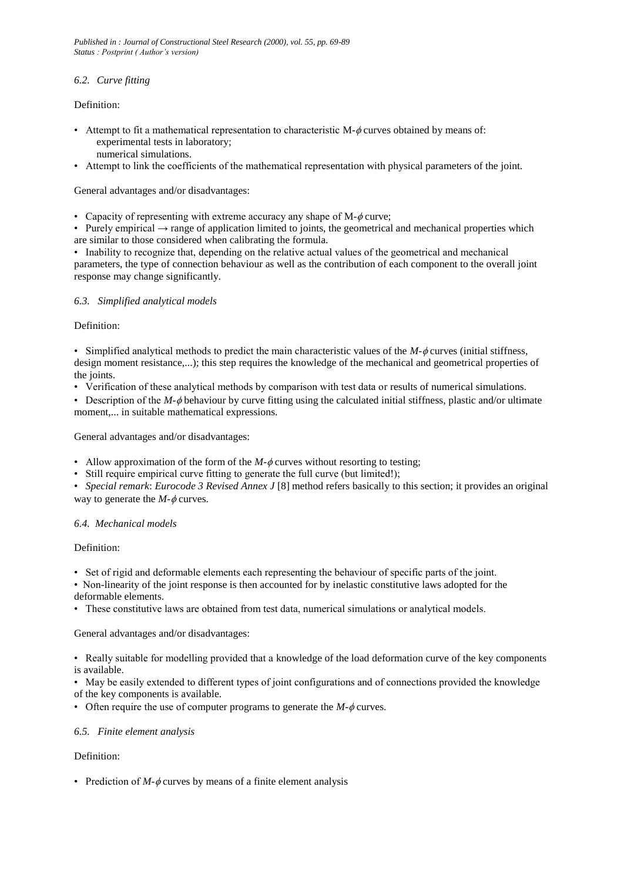### *6.2. Curve fitting*

Definition:

- Attempt to fit a mathematical representation to characteristic M-$\phi$ curves obtained by means of:
  - experimental tests in laboratory;
  - numerical simulations.
- Attempt to link the coefficients of the mathematical representation with physical parameters of the joint.

General advantages and/or disadvantages:

- Capacity of representing with extreme accuracy any shape of M-$\phi$ curve;
- Purely empirical → range of application limited to joints, the geometrical and mechanical properties which are similar to those considered when calibrating the formula.
- Inability to recognize that, depending on the relative actual values of the geometrical and mechanical parameters, the type of connection behaviour as well as the contribution of each component to the overall joint response may change significantly.

### *6.3. Simplified analytical models*

Definition:

- Simplified analytical methods to predict the main characteristic values of the $M$-$\phi$ curves (initial stiffness, design moment resistance,...); this step requires the knowledge of the mechanical and geometrical properties of the joints.
- Verification of these analytical methods by comparison with test data or results of numerical simulations.
- Description of the $M$-$\phi$ behaviour by curve fitting using the calculated initial stiffness, plastic and/or ultimate moment,... in suitable mathematical expressions.

General advantages and/or disadvantages:

- Allow approximation of the form of the $M$-$\phi$ curves without resorting to testing;
- Still require empirical curve fitting to generate the full curve (but limited!);
- *Special remark*: *Eurocode 3 Revised Annex J* [8] method refers basically to this section; it provides an original way to generate the $M$-$\phi$ curves.

### *6.4. Mechanical models*

Definition:

- Set of rigid and deformable elements each representing the behaviour of specific parts of the joint.
- Non-linearity of the joint response is then accounted for by inelastic constitutive laws adopted for the deformable elements.
- These constitutive laws are obtained from test data, numerical simulations or analytical models.

General advantages and/or disadvantages:

- Really suitable for modelling provided that a knowledge of the load deformation curve of the key components is available.
- May be easily extended to different types of joint configurations and of connections provided the knowledge of the key components is available.
- Often require the use of computer programs to generate the $M$-$\phi$ curves.

### *6.5. Finite element analysis*

Definition:

- Prediction of $M$-$\phi$ curves by means of a finite element analysis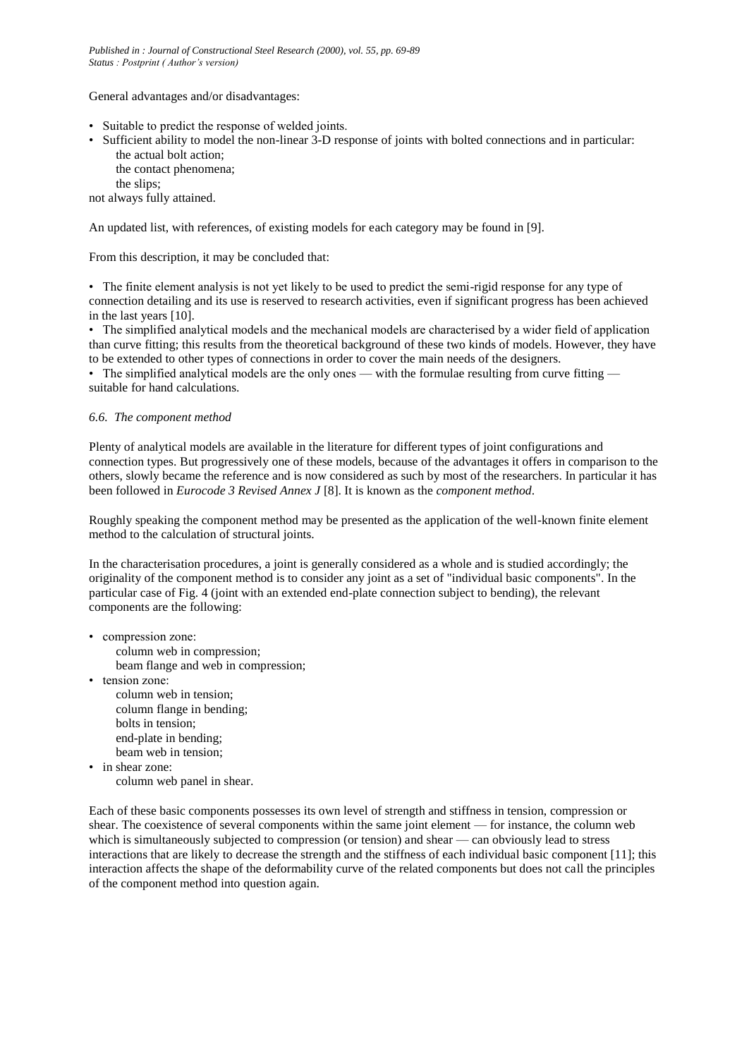General advantages and/or disadvantages:

- Suitable to predict the response of welded joints.
- Sufficient ability to model the non-linear 3-D response of joints with bolted connections and in particular:
  - the actual bolt action;
  - the contact phenomena;
  - the slips;

not always fully attained.

An updated list, with references, of existing models for each category may be found in [9].

From this description, it may be concluded that:

- The finite element analysis is not yet likely to be used to predict the semi-rigid response for any type of connection detailing and its use is reserved to research activities, even if significant progress has been achieved in the last years [10].
- The simplified analytical models and the mechanical models are characterised by a wider field of application than curve fitting; this results from the theoretical background of these two kinds of models. However, they have to be extended to other types of connections in order to cover the main needs of the designers.
- The simplified analytical models are the only ones — with the formulae resulting from curve fitting — suitable for hand calculations.

### *6.6. The component method*

Plenty of analytical models are available in the literature for different types of joint configurations and connection types. But progressively one of these models, because of the advantages it offers in comparison to the others, slowly became the reference and is now considered as such by most of the researchers. In particular it has been followed in *Eurocode 3 Revised Annex J* [8]. It is known as the *component method*.

Roughly speaking the component method may be presented as the application of the well-known finite element method to the calculation of structural joints.

In the characterisation procedures, a joint is generally considered as a whole and is studied accordingly; the originality of the component method is to consider any joint as a set of "individual basic components". In the particular case of Fig. 4 (joint with an extended end-plate connection subject to bending), the relevant components are the following:

- compression zone:
  - column web in compression;
  - beam flange and web in compression;
- tension zone:
  - column web in tension;
  - column flange in bending;
  - bolts in tension;
  - end-plate in bending;
  - beam web in tension;
- in shear zone:
  - column web panel in shear.

Each of these basic components possesses its own level of strength and stiffness in tension, compression or shear. The coexistence of several components within the same joint element — for instance, the column web which is simultaneously subjected to compression (or tension) and shear — can obviously lead to stress interactions that are likely to decrease the strength and the stiffness of each individual basic component [11]; this interaction affects the shape of the deformability curve of the related components but does not call the principles of the component method into question again.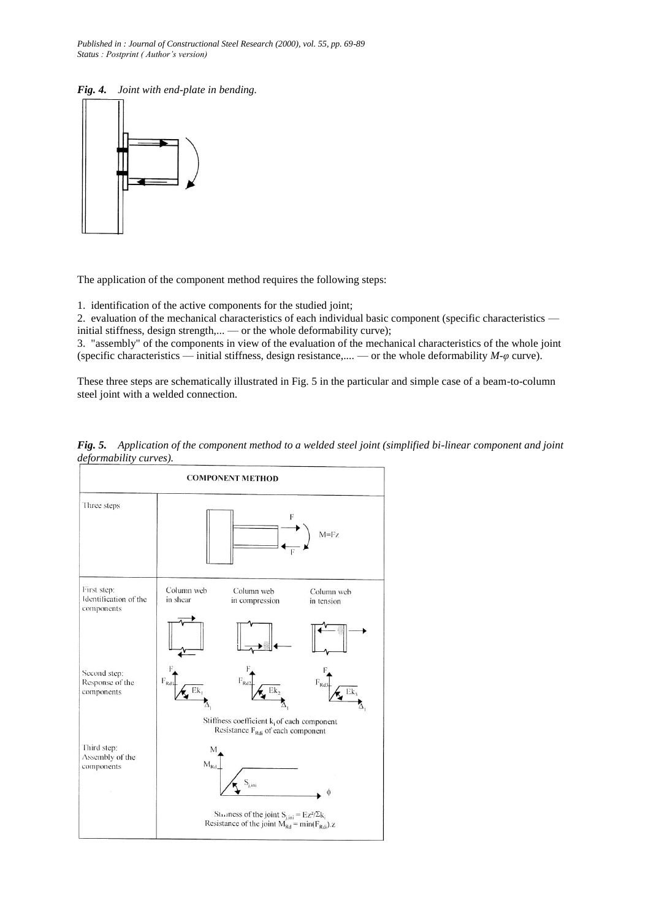*Fig. 4. Joint with end-plate in bending.*

The application of the component method requires the following steps:

1. identification of the active components for the studied joint;
2. evaluation of the mechanical characteristics of each individual basic component (specific characteristics — initial stiffness, design strength,... — or the whole deformability curve);
3. "assembly" of the components in view of the evaluation of the mechanical characteristics of the whole joint (specific characteristics — initial stiffness, design resistance,.... — or the whole deformability *M-φ* curve).

These three steps are schematically illustrated in Fig. 5 in the particular and simple case of a beam-to-column steel joint with a welded connection.

*Fig. 5. Application of the component method to a welded steel joint (simplified bi-linear component and joint deformability curves).*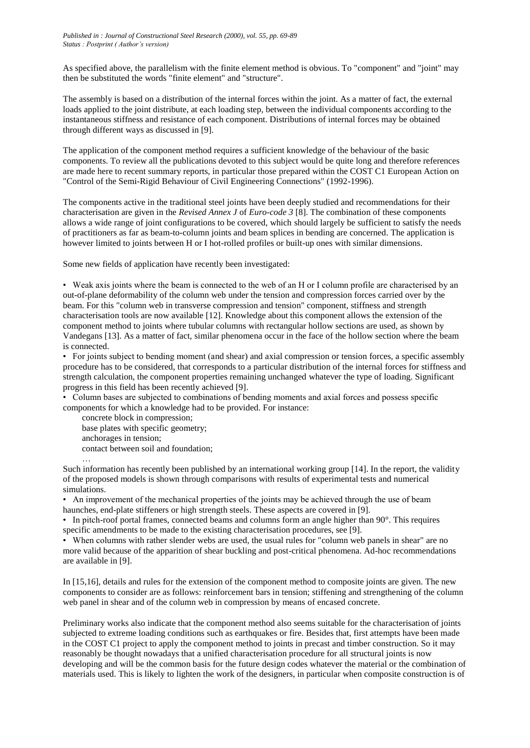As specified above, the parallelism with the finite element method is obvious. To "component" and "joint" may then be substituted the words "finite element" and "structure".

The assembly is based on a distribution of the internal forces within the joint. As a matter of fact, the external loads applied to the joint distribute, at each loading step, between the individual components according to the instantaneous stiffness and resistance of each component. Distributions of internal forces may be obtained through different ways as discussed in [9].

The application of the component method requires a sufficient knowledge of the behaviour of the basic components. To review all the publications devoted to this subject would be quite long and therefore references are made here to recent summary reports, in particular those prepared within the COST C1 European Action on "Control of the Semi-Rigid Behaviour of Civil Engineering Connections" (1992-1996).

The components active in the traditional steel joints have been deeply studied and recommendations for their characterisation are given in the *Revised Annex J* of *Euro-code 3* [8]. The combination of these components allows a wide range of joint configurations to be covered, which should largely be sufficient to satisfy the needs of practitioners as far as beam-to-column joints and beam splices in bending are concerned. The application is however limited to joints between H or I hot-rolled profiles or built-up ones with similar dimensions.

Some new fields of application have recently been investigated:

- Weak axis joints where the beam is connected to the web of an H or I column profile are characterised by an out-of-plane deformability of the column web under the tension and compression forces carried over by the beam. For this "column web in transverse compression and tension" component, stiffness and strength characterisation tools are now available [12]. Knowledge about this component allows the extension of the component method to joints where tubular columns with rectangular hollow sections are used, as shown by Vandegans [13]. As a matter of fact, similar phenomena occur in the face of the hollow section where the beam is connected.
- For joints subject to bending moment (and shear) and axial compression or tension forces, a specific assembly procedure has to be considered, that corresponds to a particular distribution of the internal forces for stiffness and strength calculation, the component properties remaining unchanged whatever the type of loading. Significant progress in this field has been recently achieved [9].
- Column bases are subjected to combinations of bending moments and axial forces and possess specific components for which a knowledge had to be provided. For instance:
  - concrete block in compression;
  - base plates with specific geometry;
  - anchorages in tension;
  - contact between soil and foundation;
  - …

  Such information has recently been published by an international working group [14]. In the report, the validity of the proposed models is shown through comparisons with results of experimental tests and numerical simulations.
- An improvement of the mechanical properties of the joints may be achieved through the use of beam haunches, end-plate stiffeners or high strength steels. These aspects are covered in [9].
- In pitch-roof portal frames, connected beams and columns form an angle higher than 90°. This requires specific amendments to be made to the existing characterisation procedures, see [9].
- When columns with rather slender webs are used, the usual rules for "column web panels in shear" are no more valid because of the apparition of shear buckling and post-critical phenomena. Ad-hoc recommendations are available in [9].

In [15,16], details and rules for the extension of the component method to composite joints are given. The new components to consider are as follows: reinforcement bars in tension; stiffening and strengthening of the column web panel in shear and of the column web in compression by means of encased concrete.

Preliminary works also indicate that the component method also seems suitable for the characterisation of joints subjected to extreme loading conditions such as earthquakes or fire. Besides that, first attempts have been made in the COST C1 project to apply the component method to joints in precast and timber construction. So it may reasonably be thought nowadays that a unified characterisation procedure for all structural joints is now developing and will be the common basis for the future design codes whatever the material or the combination of materials used. This is likely to lighten the work of the designers, in particular when composite construction is of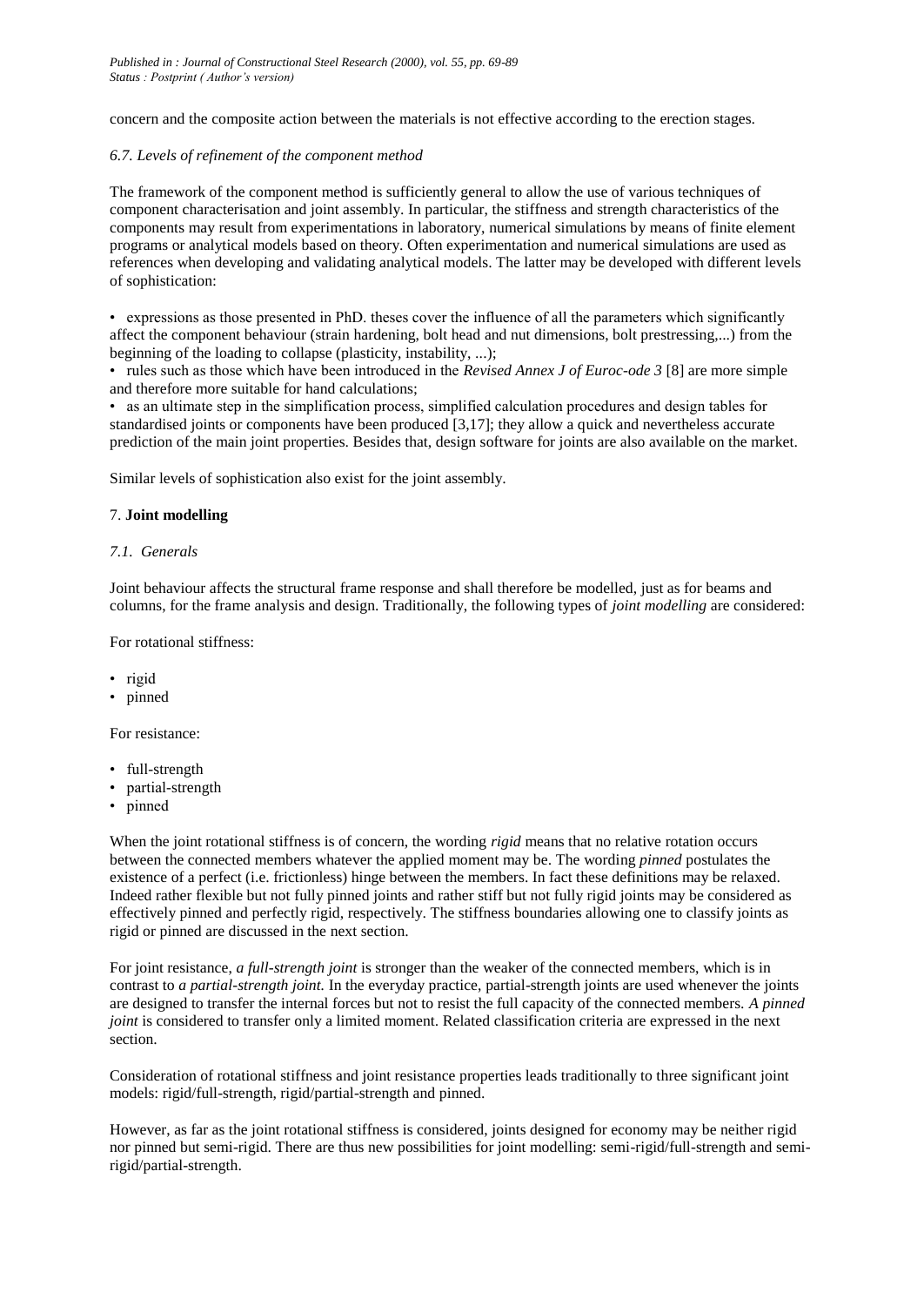concern and the composite action between the materials is not effective according to the erection stages.

### *6.7. Levels of refinement of the component method*

The framework of the component method is sufficiently general to allow the use of various techniques of component characterisation and joint assembly. In particular, the stiffness and strength characteristics of the components may result from experimentations in laboratory, numerical simulations by means of finite element programs or analytical models based on theory. Often experimentation and numerical simulations are used as references when developing and validating analytical models. The latter may be developed with different levels of sophistication:

- expressions as those presented in PhD. theses cover the influence of all the parameters which significantly affect the component behaviour (strain hardening, bolt head and nut dimensions, bolt prestressing,...) from the beginning of the loading to collapse (plasticity, instability, ...);
- rules such as those which have been introduced in the *Revised Annex J of Euroc-ode 3* [8] are more simple and therefore more suitable for hand calculations;
- as an ultimate step in the simplification process, simplified calculation procedures and design tables for standardised joints or components have been produced [3,17]; they allow a quick and nevertheless accurate prediction of the main joint properties. Besides that, design software for joints are also available on the market.

Similar levels of sophistication also exist for the joint assembly.

## 7. **Joint modelling**

### *7.1. Generals*

Joint behaviour affects the structural frame response and shall therefore be modelled, just as for beams and columns, for the frame analysis and design. Traditionally, the following types of *joint modelling* are considered:

For rotational stiffness:

- rigid
- pinned

For resistance:

- full-strength
- partial-strength
- pinned

When the joint rotational stiffness is of concern, the wording *rigid* means that no relative rotation occurs between the connected members whatever the applied moment may be. The wording *pinned* postulates the existence of a perfect (i.e. frictionless) hinge between the members. In fact these definitions may be relaxed. Indeed rather flexible but not fully pinned joints and rather stiff but not fully rigid joints may be considered as effectively pinned and perfectly rigid, respectively. The stiffness boundaries allowing one to classify joints as rigid or pinned are discussed in the next section.

For joint resistance, *a full-strength joint* is stronger than the weaker of the connected members, which is in contrast to *a partial-strength joint.* In the everyday practice, partial-strength joints are used whenever the joints are designed to transfer the internal forces but not to resist the full capacity of the connected members. *A pinned joint* is considered to transfer only a limited moment. Related classification criteria are expressed in the next section.

Consideration of rotational stiffness and joint resistance properties leads traditionally to three significant joint models: rigid/full-strength, rigid/partial-strength and pinned.

However, as far as the joint rotational stiffness is considered, joints designed for economy may be neither rigid nor pinned but semi-rigid. There are thus new possibilities for joint modelling: semi-rigid/full-strength and semi-rigid/partial-strength.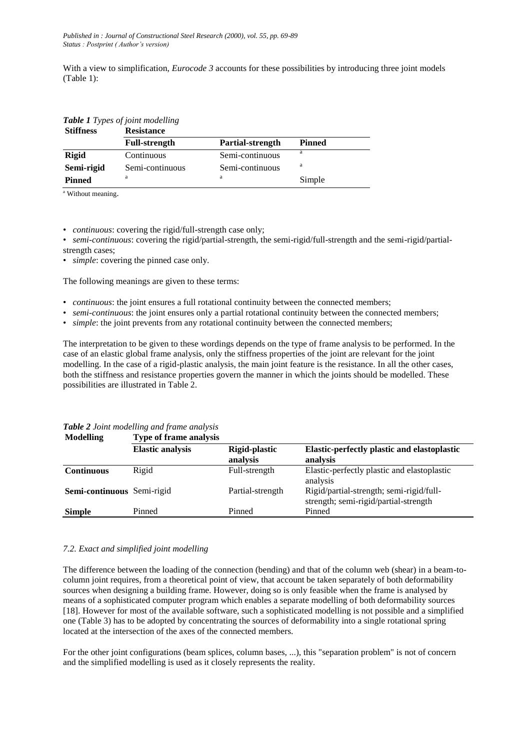With a view to simplification, *Eurocode 3* accounts for these possibilities by introducing three joint models (Table 1):

***Table 1*** *Types of joint modelling*

| **Stiffness** | **Resistance** | | |
|---|---|---|---|
| | **Full-strength** | **Partial-strength** | **Pinned** |
| **Rigid** | Continuous | Semi-continuous | [a] |
| **Semi-rigid** | Semi-continuous | Semi-continuous | [a] |
| **Pinned** | [a] | [a] | Simple |

[a] Without meaning.

- *continuous*: covering the rigid/full-strength case only;
- *semi-continuous*: covering the rigid/partial-strength, the semi-rigid/full-strength and the semi-rigid/partial-strength cases;
- *simple*: covering the pinned case only.

The following meanings are given to these terms:

- *continuous*: the joint ensures a full rotational continuity between the connected members;
- *semi-continuous*: the joint ensures only a partial rotational continuity between the connected members;
- *simple*: the joint prevents from any rotational continuity between the connected members;

The interpretation to be given to these wordings depends on the type of frame analysis to be performed. In the case of an elastic global frame analysis, only the stiffness properties of the joint are relevant for the joint modelling. In the case of a rigid-plastic analysis, the main joint feature is the resistance. In all the other cases, both the stiffness and resistance properties govern the manner in which the joints should be modelled. These possibilities are illustrated in Table 2.

***Table 2*** *Joint modelling and frame analysis*

| **Modelling** | **Type of frame analysis** | | |
|---|---|---|---|
| | **Elastic analysis** | **Rigid-plastic analysis** | **Elastic-perfectly plastic and elastoplastic analysis** |
| **Continuous** | Rigid | Full-strength | Elastic-perfectly plastic and elastoplastic analysis |
| **Semi-continuous** | Semi-rigid | Partial-strength | Rigid/partial-strength; semi-rigid/full-strength; semi-rigid/partial-strength |
| **Simple** | Pinned | Pinned | Pinned |

### *7.2. Exact and simplified joint modelling*

The difference between the loading of the connection (bending) and that of the column web (shear) in a beam-to-column joint requires, from a theoretical point of view, that account be taken separately of both deformability sources when designing a building frame. However, doing so is only feasible when the frame is analysed by means of a sophisticated computer program which enables a separate modelling of both deformability sources [18]. However for most of the available software, such a sophisticated modelling is not possible and a simplified one (Table 3) has to be adopted by concentrating the sources of deformability into a single rotational spring located at the intersection of the axes of the connected members.

For the other joint configurations (beam splices, column bases, ...), this "separation problem" is not of concern and the simplified modelling is used as it closely represents the reality.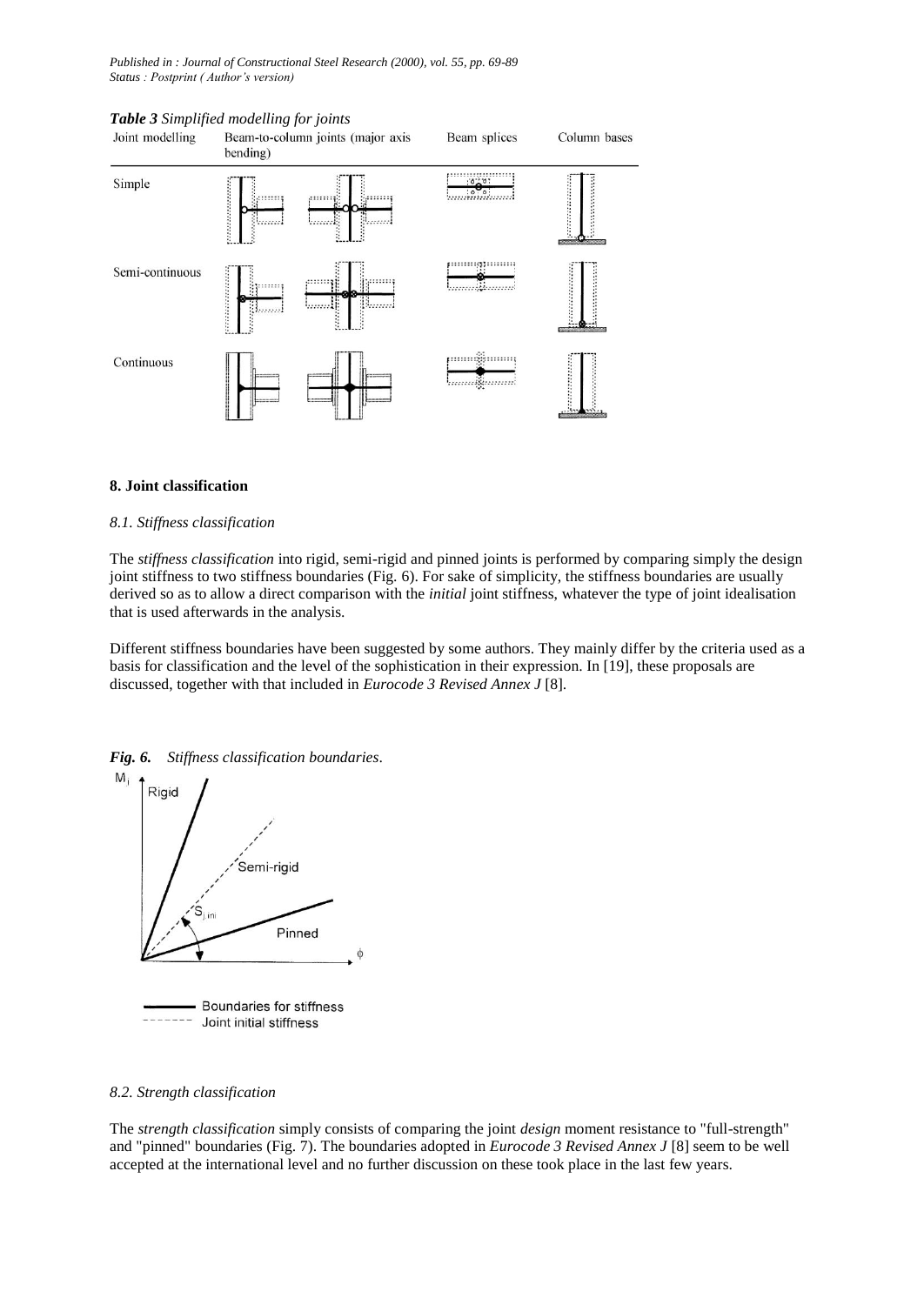*Table 3 Simplified modelling for joints*

| Joint modelling | Beam-to-column joints (major axis bending) | Beam splices | Column bases |
|---|---|---|---|
| Simple | | | |
| Semi-continuous | | | |
| Continuous | | | |

## 8. Joint classification

### *8.1. Stiffness classification*

The *stiffness classification* into rigid, semi-rigid and pinned joints is performed by comparing simply the design joint stiffness to two stiffness boundaries (Fig. 6). For sake of simplicity, the stiffness boundaries are usually derived so as to allow a direct comparison with the *initial* joint stiffness, whatever the type of joint idealisation that is used afterwards in the analysis.

Different stiffness boundaries have been suggested by some authors. They mainly differ by the criteria used as a basis for classification and the level of the sophistication in their expression. In [19], these proposals are discussed, together with that included in *Eurocode 3 Revised Annex J* [8].

***Fig. 6.*** *Stiffness classification boundaries*.

### *8.2. Strength classification*

The *strength classification* simply consists of comparing the joint *design* moment resistance to "full-strength" and "pinned" boundaries (Fig. 7). The boundaries adopted in *Eurocode 3 Revised Annex J* [8] seem to be well accepted at the international level and no further discussion on these took place in the last few years.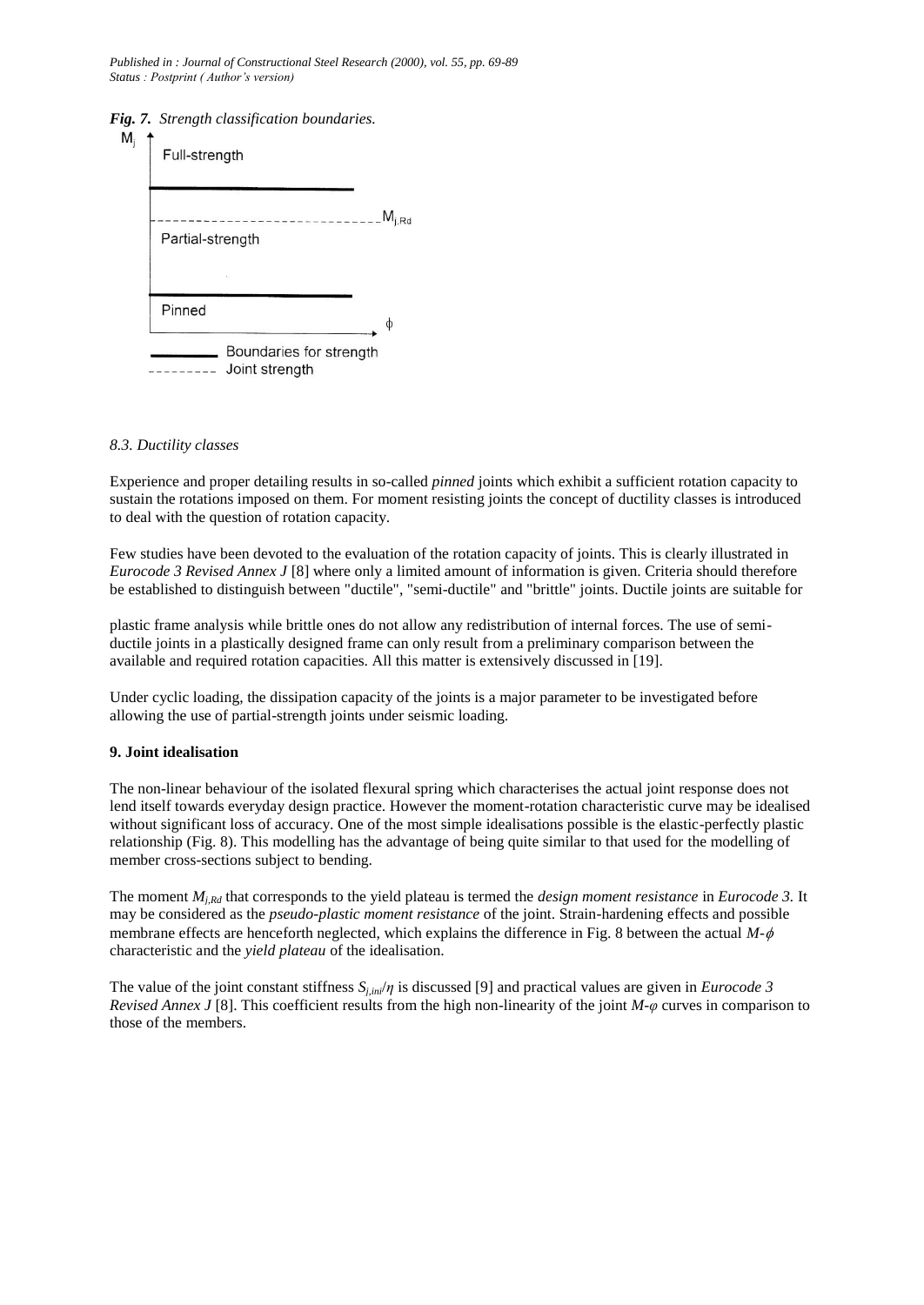*Fig. 7. Strength classification boundaries.*

### 8.3. Ductility classes

Experience and proper detailing results in so-called *pinned* joints which exhibit a sufficient rotation capacity to sustain the rotations imposed on them. For moment resisting joints the concept of ductility classes is introduced to deal with the question of rotation capacity.

Few studies have been devoted to the evaluation of the rotation capacity of joints. This is clearly illustrated in *Eurocode 3 Revised Annex J* [8] where only a limited amount of information is given. Criteria should therefore be established to distinguish between "ductile", "semi-ductile" and "brittle" joints. Ductile joints are suitable for plastic frame analysis while brittle ones do not allow any redistribution of internal forces. The use of semi-ductile joints in a plastically designed frame can only result from a preliminary comparison between the available and required rotation capacities. All this matter is extensively discussed in [19].

Under cyclic loading, the dissipation capacity of the joints is a major parameter to be investigated before allowing the use of partial-strength joints under seismic loading.

## 9. Joint idealisation

The non-linear behaviour of the isolated flexural spring which characterises the actual joint response does not lend itself towards everyday design practice. However the moment-rotation characteristic curve may be idealised without significant loss of accuracy. One of the most simple idealisations possible is the elastic-perfectly plastic relationship (Fig. 8). This modelling has the advantage of being quite similar to that used for the modelling of member cross-sections subject to bending.

The moment $M_{j,Rd}$ that corresponds to the yield plateau is termed the *design moment resistance* in *Eurocode 3.* It may be considered as the *pseudo-plastic moment resistance* of the joint. Strain-hardening effects and possible membrane effects are henceforth neglected, which explains the difference in Fig. 8 between the actual $M$-$\phi$ characteristic and the *yield plateau* of the idealisation.

The value of the joint constant stiffness $S_{j,ini}/\eta$ is discussed [9] and practical values are given in *Eurocode 3 Revised Annex J* [8]. This coefficient results from the high non-linearity of the joint $M$-$\varphi$ curves in comparison to those of the members.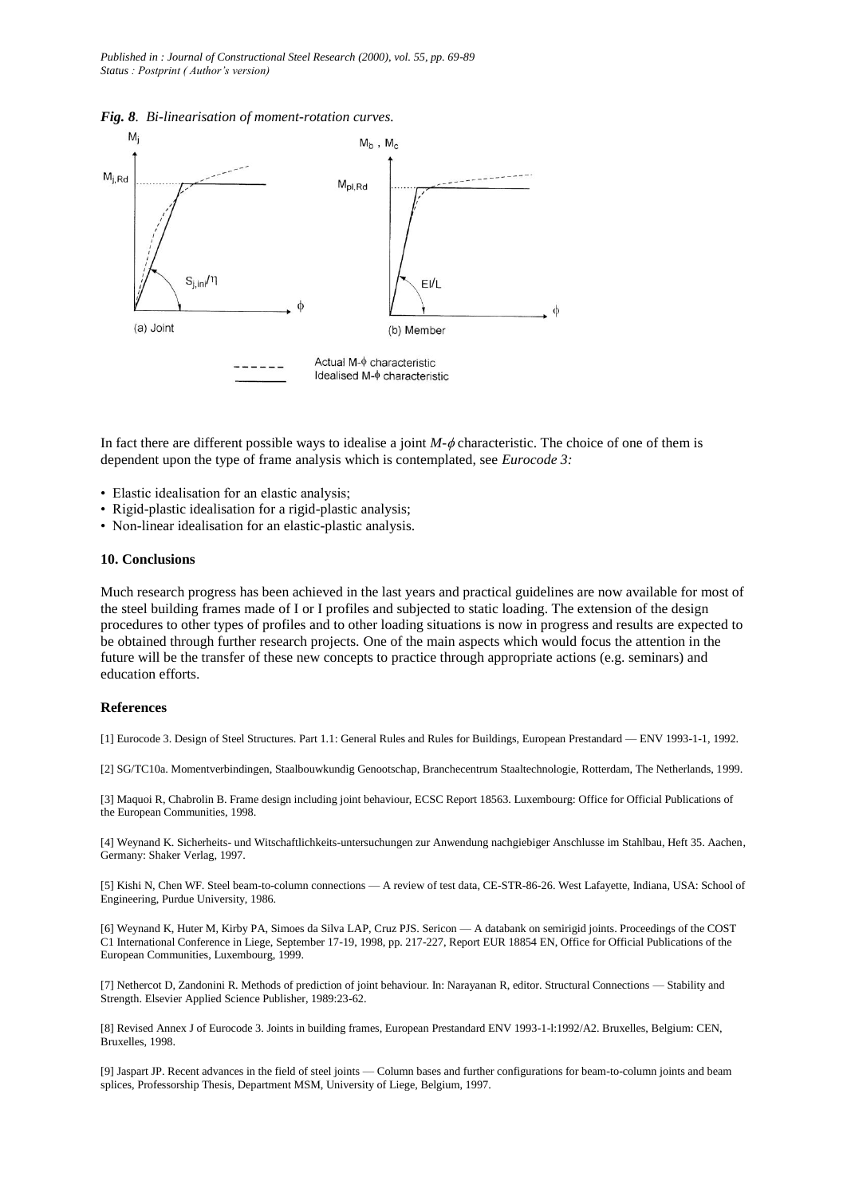*Fig. 8. Bi-linearisation of moment-rotation curves.*

In fact there are different possible ways to idealise a joint $M$-$\phi$ characteristic. The choice of one of them is dependent upon the type of frame analysis which is contemplated, see *Eurocode 3:*

- Elastic idealisation for an elastic analysis;
- Rigid-plastic idealisation for a rigid-plastic analysis;
- Non-linear idealisation for an elastic-plastic analysis.

## 10. Conclusions

Much research progress has been achieved in the last years and practical guidelines are now available for most of the steel building frames made of I or I profiles and subjected to static loading. The extension of the design procedures to other types of profiles and to other loading situations is now in progress and results are expected to be obtained through further research projects. One of the main aspects which would focus the attention in the future will be the transfer of these new concepts to practice through appropriate actions (e.g. seminars) and education efforts.

## References

[1] Eurocode 3. Design of Steel Structures. Part 1.1: General Rules and Rules for Buildings, European Prestandard — ENV 1993-1-1, 1992.

[2] SG/TC10a. Momentverbindingen, Staalbouwkundig Genootschap, Branchecentrum Staaltechnologie, Rotterdam, The Netherlands, 1999.

[3] Maquoi R, Chabrolin B. Frame design including joint behaviour, ECSC Report 18563. Luxembourg: Office for Official Publications of the European Communities, 1998.

[4] Weynand K. Sicherheits- und Witschaftlichkeits-untersuchungen zur Anwendung nachgiebiger Anschlusse im Stahlbau, Heft 35. Aachen, Germany: Shaker Verlag, 1997.

[5] Kishi N, Chen WF. Steel beam-to-column connections — A review of test data, CE-STR-86-26. West Lafayette, Indiana, USA: School of Engineering, Purdue University, 1986.

[6] Weynand K, Huter M, Kirby PA, Simoes da Silva LAP, Cruz PJS. Sericon — A databank on semirigid joints. Proceedings of the COST C1 International Conference in Liege, September 17-19, 1998, pp. 217-227, Report EUR 18854 EN, Office for Official Publications of the European Communities, Luxembourg, 1999.

[7] Nethercot D, Zandonini R. Methods of prediction of joint behaviour. In: Narayanan R, editor. Structural Connections — Stability and Strength. Elsevier Applied Science Publisher, 1989:23-62.

[8] Revised Annex J of Eurocode 3. Joints in building frames, European Prestandard ENV 1993-1-l:1992/A2. Bruxelles, Belgium: CEN, Bruxelles, 1998.

[9] Jaspart JP. Recent advances in the field of steel joints — Column bases and further configurations for beam-to-column joints and beam splices, Professorship Thesis, Department MSM, University of Liege, Belgium, 1997.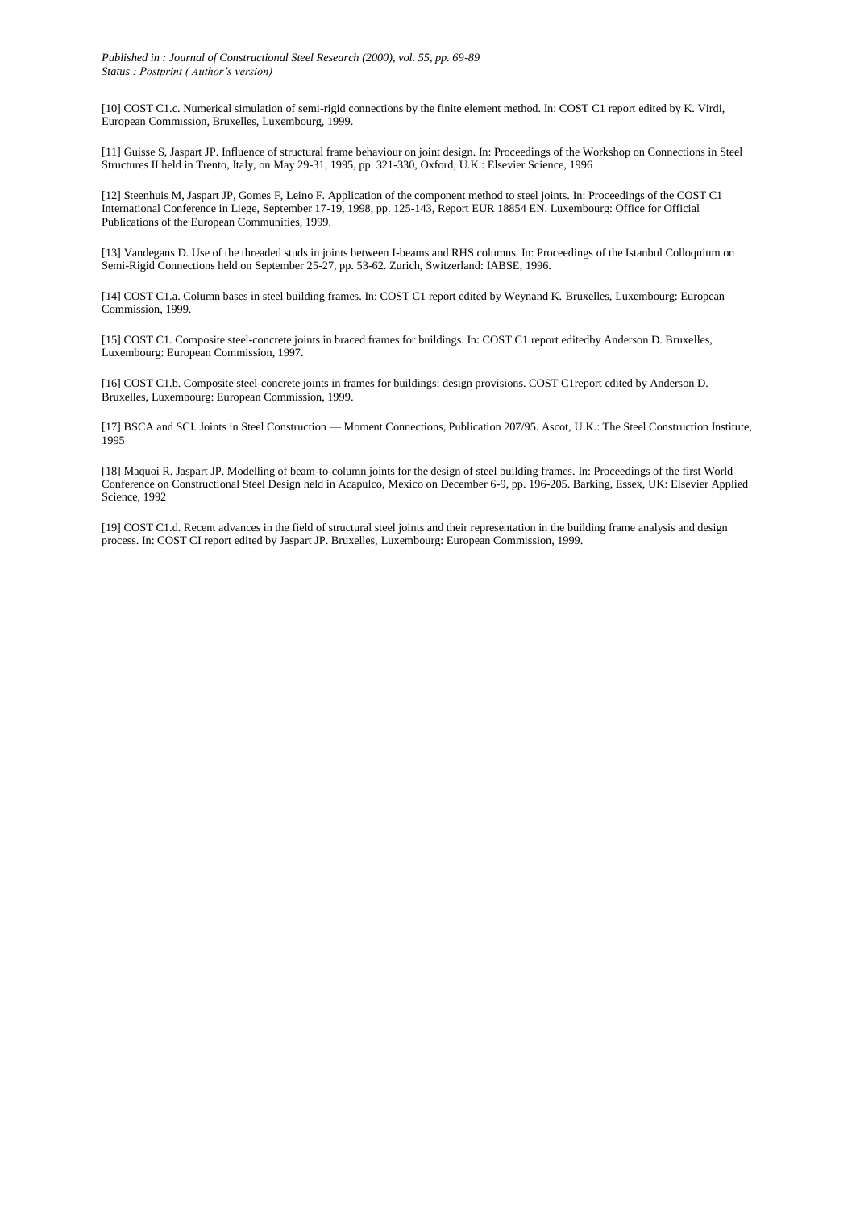[10] COST C1.c. Numerical simulation of semi-rigid connections by the finite element method. In: COST C1 report edited by K. Virdi, European Commission, Bruxelles, Luxembourg, 1999.

[11] Guisse S, Jaspart JP. Influence of structural frame behaviour on joint design. In: Proceedings of the Workshop on Connections in Steel Structures II held in Trento, Italy, on May 29-31, 1995, pp. 321-330, Oxford, U.K.: Elsevier Science, 1996

[12] Steenhuis M, Jaspart JP, Gomes F, Leino F. Application of the component method to steel joints. In: Proceedings of the COST C1 International Conference in Liege, September 17-19, 1998, pp. 125-143, Report EUR 18854 EN. Luxembourg: Office for Official Publications of the European Communities, 1999.

[13] Vandegans D. Use of the threaded studs in joints between I-beams and RHS columns. In: Proceedings of the Istanbul Colloquium on Semi-Rigid Connections held on September 25-27, pp. 53-62. Zurich, Switzerland: IABSE, 1996.

[14] COST C1.a. Column bases in steel building frames. In: COST C1 report edited by Weynand K. Bruxelles, Luxembourg: European Commission, 1999.

[15] COST C1. Composite steel-concrete joints in braced frames for buildings. In: COST C1 report editedby Anderson D. Bruxelles, Luxembourg: European Commission, 1997.

[16] COST C1.b. Composite steel-concrete joints in frames for buildings: design provisions. COST C1report edited by Anderson D. Bruxelles, Luxembourg: European Commission, 1999.

[17] BSCA and SCI. Joints in Steel Construction — Moment Connections, Publication 207/95. Ascot, U.K.: The Steel Construction Institute, 1995

[18] Maquoi R, Jaspart JP. Modelling of beam-to-column joints for the design of steel building frames. In: Proceedings of the first World Conference on Constructional Steel Design held in Acapulco, Mexico on December 6-9, pp. 196-205. Barking, Essex, UK: Elsevier Applied Science, 1992

[19] COST C1.d. Recent advances in the field of structural steel joints and their representation in the building frame analysis and design process. In: COST CI report edited by Jaspart JP. Bruxelles, Luxembourg: European Commission, 1999.